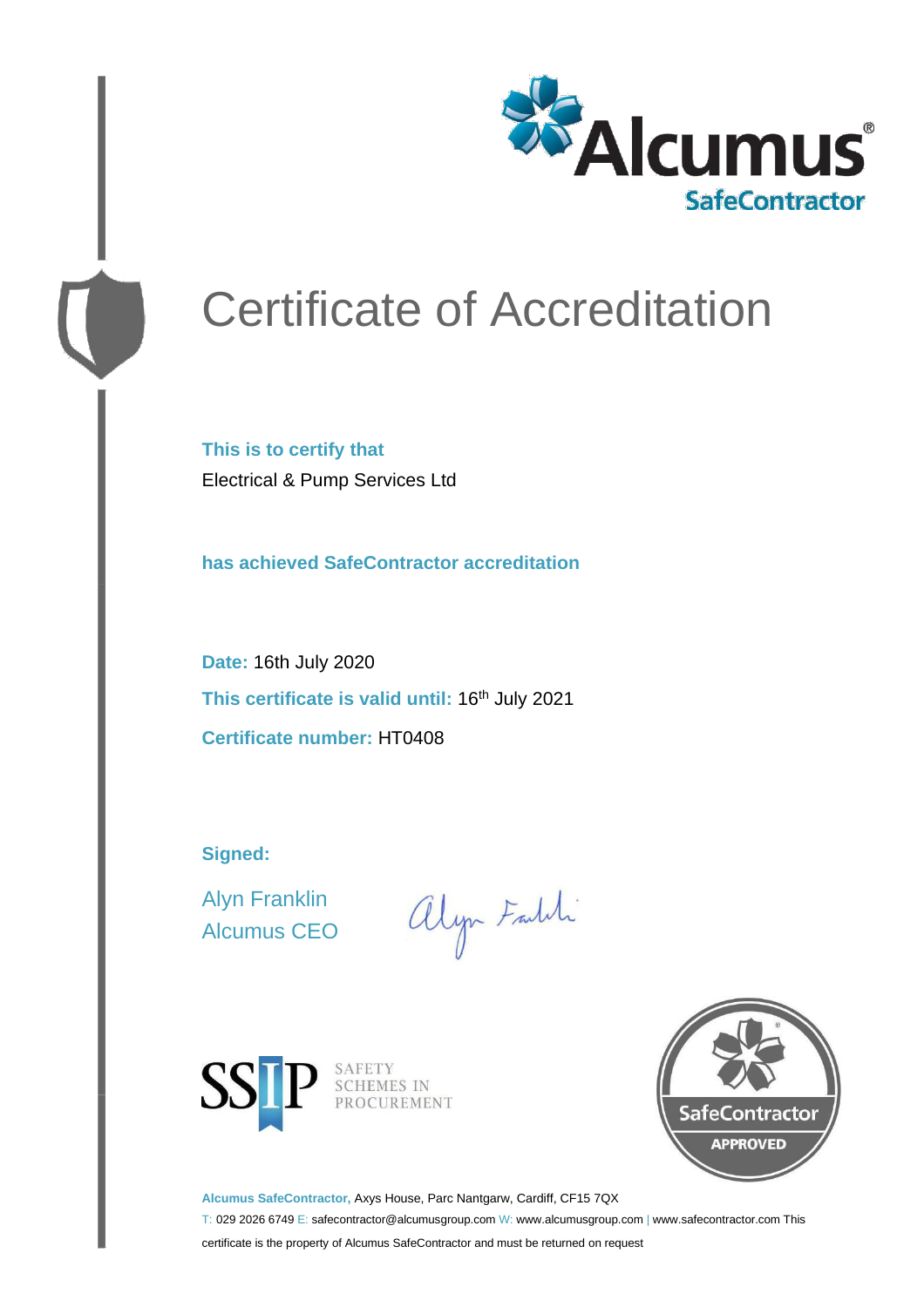Alcumus® SafeContractor

# Certificate of Accreditation

**This is to certify that**

Electrical & Pump Services Ltd

**has achieved SafeContractor accreditation**

**Date:** 16th July 2020

**This certificate is valid until:** 16th July 2021

**Certificate number:** HT0408

**Signed:**

Alyn Franklin
Alcumus CEO

SSIP SAFETY SCHEMES IN PROCUREMENT

SafeContractor APPROVED

**Alcumus SafeContractor,** Axys House, Parc Nantgarw, Cardiff, CF15 7QX

T: 029 2026 6749 E: safecontractor@alcumusgroup.com W: www.alcumusgroup.com | www.safecontractor.com This certificate is the property of Alcumus SafeContractor and must be returned on request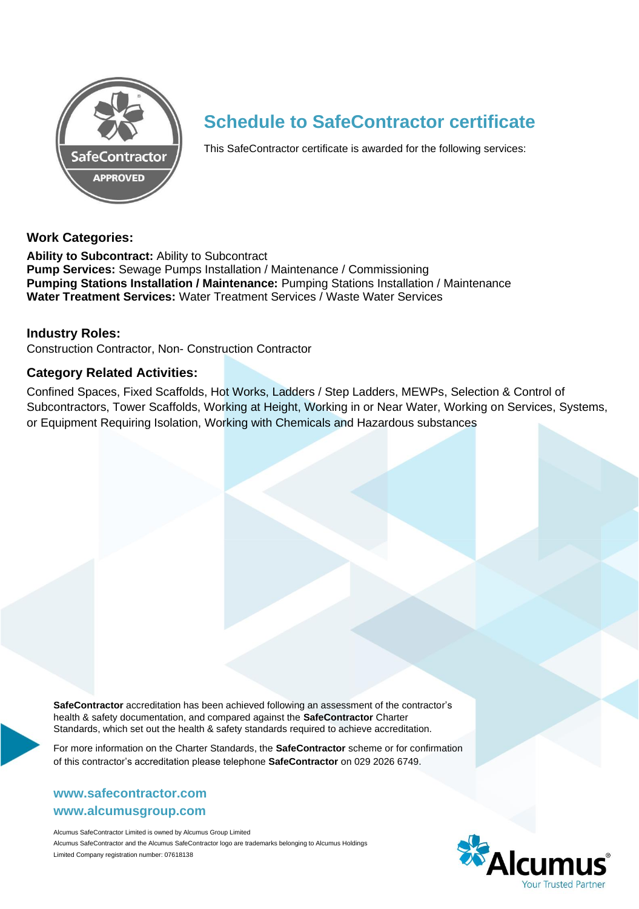# Schedule to SafeContractor certificate

This SafeContractor certificate is awarded for the following services:

## Work Categories:

**Ability to Subcontract:** Ability to Subcontract
**Pump Services:** Sewage Pumps Installation / Maintenance / Commissioning
**Pumping Stations Installation / Maintenance:** Pumping Stations Installation / Maintenance
**Water Treatment Services:** Water Treatment Services / Waste Water Services

## Industry Roles:

Construction Contractor, Non- Construction Contractor

## Category Related Activities:

Confined Spaces, Fixed Scaffolds, Hot Works, Ladders / Step Ladders, MEWPs, Selection & Control of Subcontractors, Tower Scaffolds, Working at Height, Working in or Near Water, Working on Services, Systems, or Equipment Requiring Isolation, Working with Chemicals and Hazardous substances

**SafeContractor** accreditation has been achieved following an assessment of the contractor's health & safety documentation, and compared against the **SafeContractor** Charter Standards, which set out the health & safety standards required to achieve accreditation.

For more information on the Charter Standards, the **SafeContractor** scheme or for confirmation of this contractor's accreditation please telephone **SafeContractor** on 029 2026 6749.

**www.safecontractor.com**
**www.alcumusgroup.com**

Alcumus SafeContractor Limited is owned by Alcumus Group Limited
Alcumus SafeContractor and the Alcumus SafeContractor logo are trademarks belonging to Alcumus Holdings Limited Company registration number: 07618138

Alcumus®
Your Trusted Partner